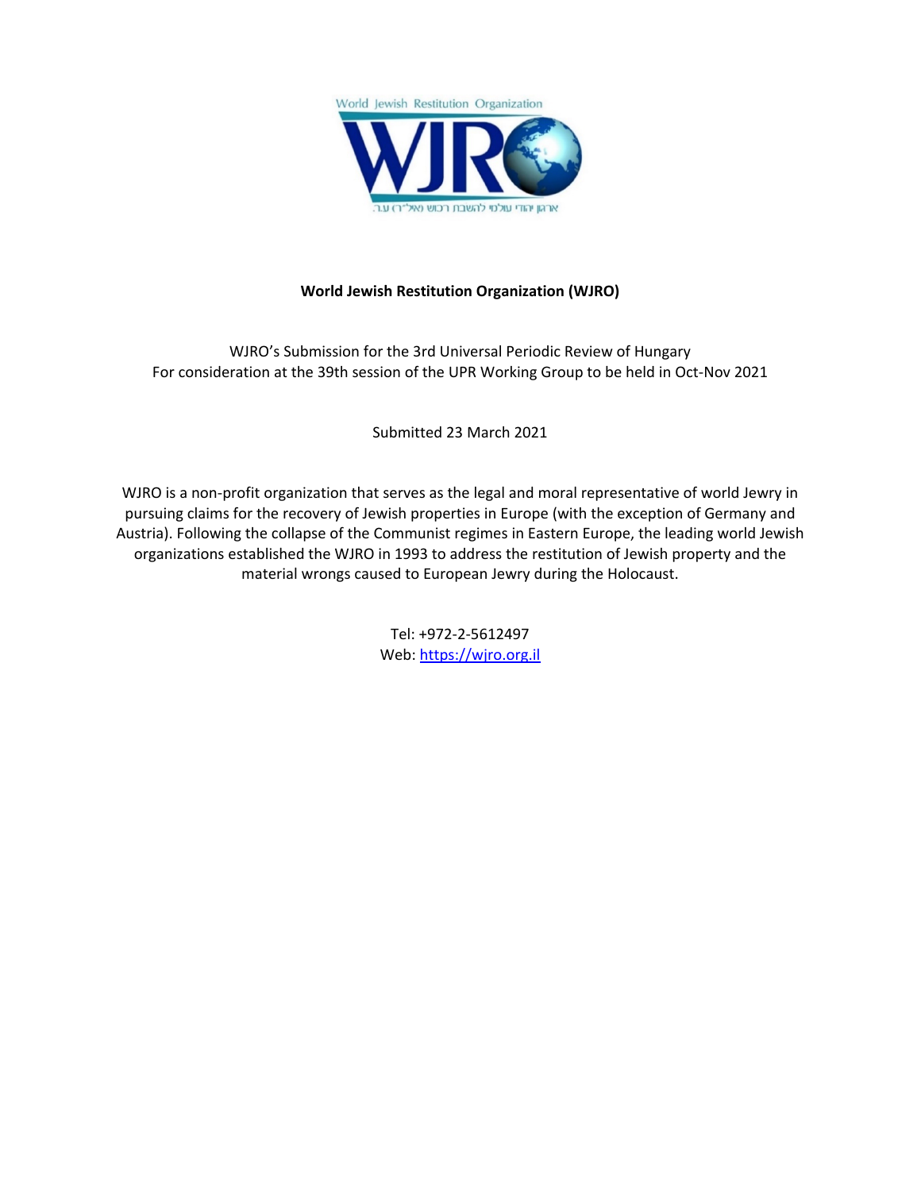World Jewish Restitution Organization

WJRO

ארגון יהודי עולמי להשבת רכוש (אל״ר) ע.ר.

**World Jewish Restitution Organization (WJRO)**

WJRO's Submission for the 3rd Universal Periodic Review of Hungary
For consideration at the 39th session of the UPR Working Group to be held in Oct-Nov 2021

Submitted 23 March 2021

WJRO is a non-profit organization that serves as the legal and moral representative of world Jewry in pursuing claims for the recovery of Jewish properties in Europe (with the exception of Germany and Austria). Following the collapse of the Communist regimes in Eastern Europe, the leading world Jewish organizations established the WJRO in 1993 to address the restitution of Jewish property and the material wrongs caused to European Jewry during the Holocaust.

Tel: +972-2-5612497
Web: https://wjro.org.il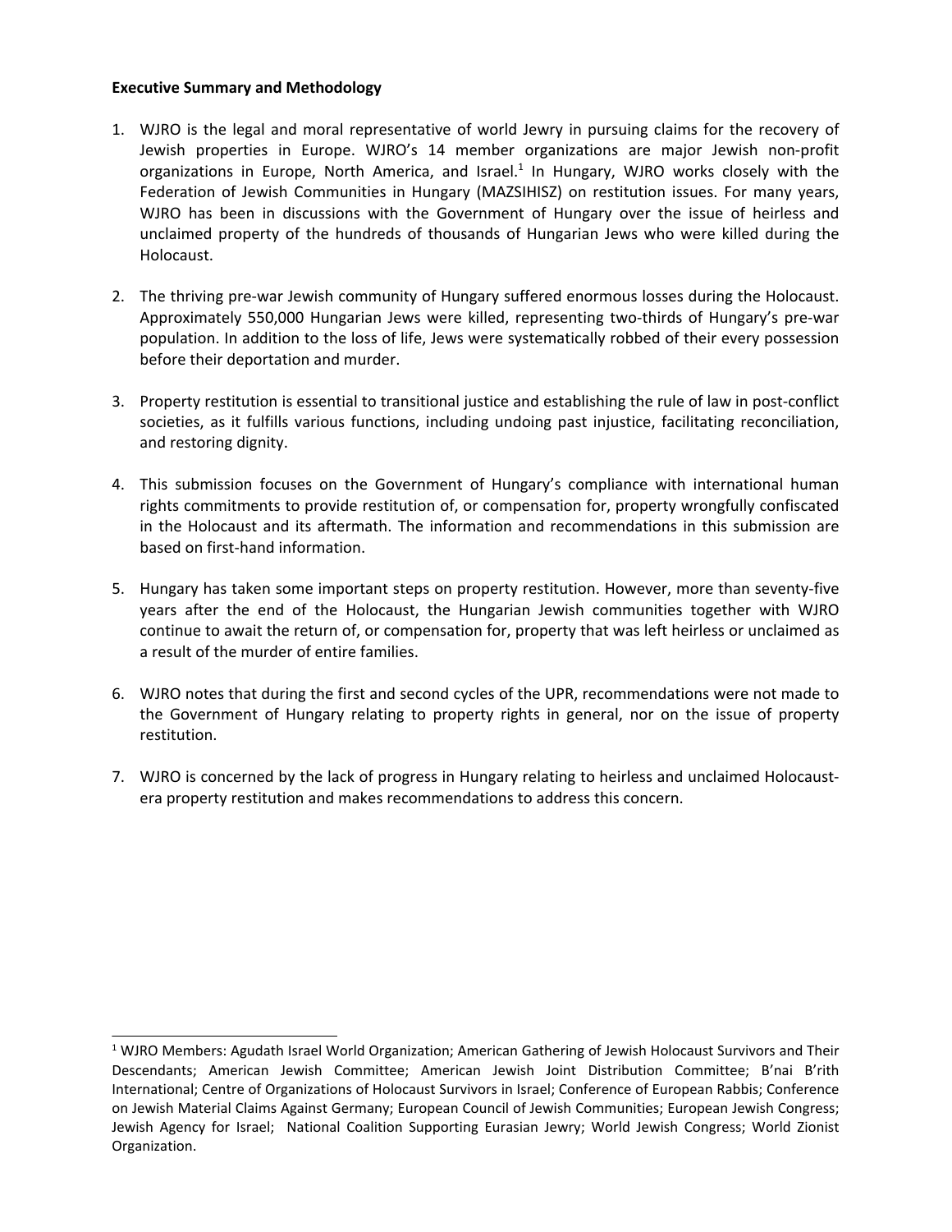**Executive Summary and Methodology**

1. WJRO is the legal and moral representative of world Jewry in pursuing claims for the recovery of Jewish properties in Europe. WJRO's 14 member organizations are major Jewish non-profit organizations in Europe, North America, and Israel.[1] In Hungary, WJRO works closely with the Federation of Jewish Communities in Hungary (MAZSIHISZ) on restitution issues. For many years, WJRO has been in discussions with the Government of Hungary over the issue of heirless and unclaimed property of the hundreds of thousands of Hungarian Jews who were killed during the Holocaust.

2. The thriving pre-war Jewish community of Hungary suffered enormous losses during the Holocaust. Approximately 550,000 Hungarian Jews were killed, representing two-thirds of Hungary's pre-war population. In addition to the loss of life, Jews were systematically robbed of their every possession before their deportation and murder.

3. Property restitution is essential to transitional justice and establishing the rule of law in post-conflict societies, as it fulfills various functions, including undoing past injustice, facilitating reconciliation, and restoring dignity.

4. This submission focuses on the Government of Hungary's compliance with international human rights commitments to provide restitution of, or compensation for, property wrongfully confiscated in the Holocaust and its aftermath. The information and recommendations in this submission are based on first-hand information.

5. Hungary has taken some important steps on property restitution. However, more than seventy-five years after the end of the Holocaust, the Hungarian Jewish communities together with WJRO continue to await the return of, or compensation for, property that was left heirless or unclaimed as a result of the murder of entire families.

6. WJRO notes that during the first and second cycles of the UPR, recommendations were not made to the Government of Hungary relating to property rights in general, nor on the issue of property restitution.

7. WJRO is concerned by the lack of progress in Hungary relating to heirless and unclaimed Holocaust-era property restitution and makes recommendations to address this concern.

---

[1] WJRO Members: Agudath Israel World Organization; American Gathering of Jewish Holocaust Survivors and Their Descendants; American Jewish Committee; American Jewish Joint Distribution Committee; B'nai B'rith International; Centre of Organizations of Holocaust Survivors in Israel; Conference of European Rabbis; Conference on Jewish Material Claims Against Germany; European Council of Jewish Communities; European Jewish Congress; Jewish Agency for Israel; National Coalition Supporting Eurasian Jewry; World Jewish Congress; World Zionist Organization.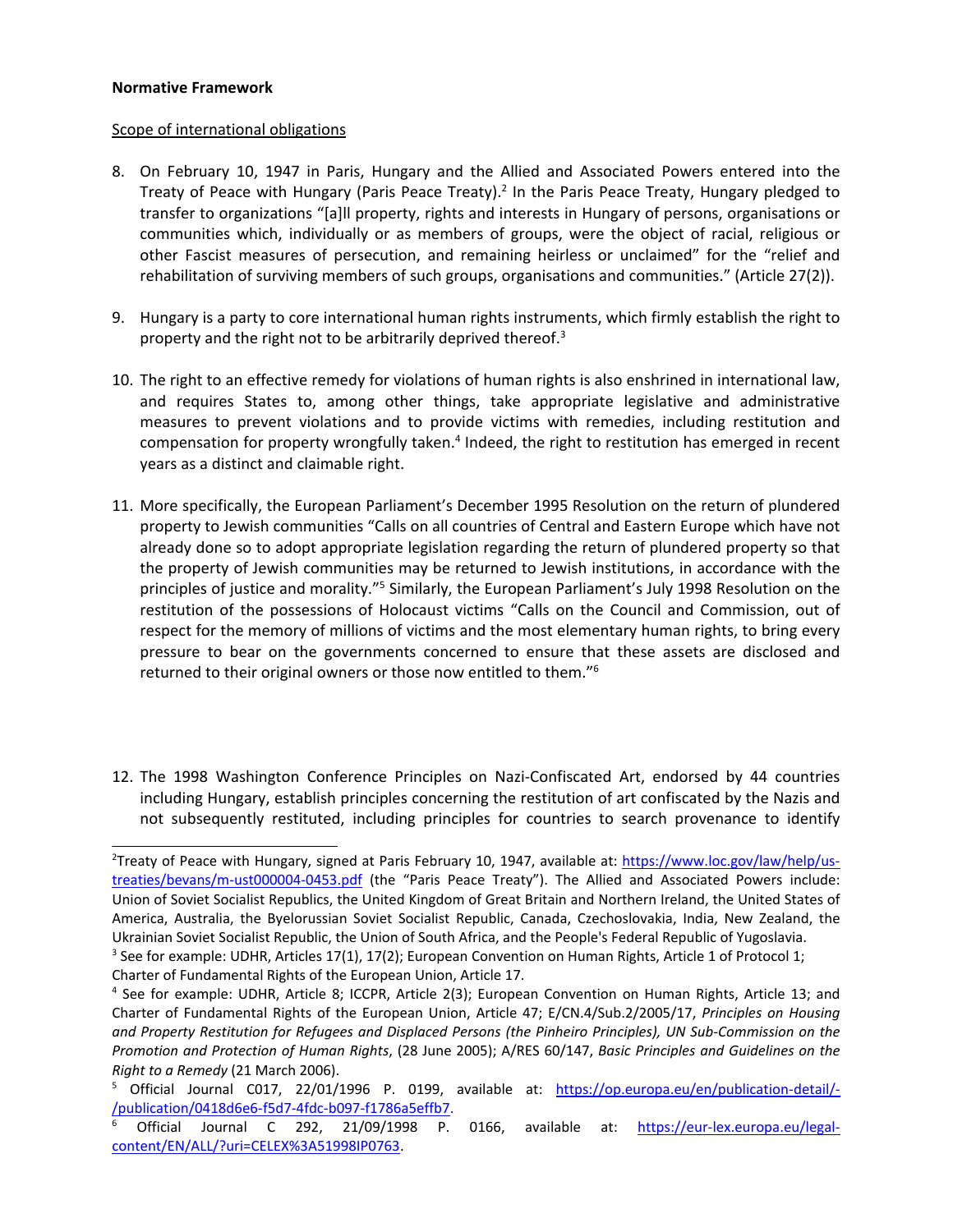**Normative Framework**

Scope of international obligations

8. On February 10, 1947 in Paris, Hungary and the Allied and Associated Powers entered into the Treaty of Peace with Hungary (Paris Peace Treaty).[2] In the Paris Peace Treaty, Hungary pledged to transfer to organizations "[a]ll property, rights and interests in Hungary of persons, organisations or communities which, individually or as members of groups, were the object of racial, religious or other Fascist measures of persecution, and remaining heirless or unclaimed" for the "relief and rehabilitation of surviving members of such groups, organisations and communities." (Article 27(2)).

9. Hungary is a party to core international human rights instruments, which firmly establish the right to property and the right not to be arbitrarily deprived thereof.[3]

10. The right to an effective remedy for violations of human rights is also enshrined in international law, and requires States to, among other things, take appropriate legislative and administrative measures to prevent violations and to provide victims with remedies, including restitution and compensation for property wrongfully taken.[4] Indeed, the right to restitution has emerged in recent years as a distinct and claimable right.

11. More specifically, the European Parliament's December 1995 Resolution on the return of plundered property to Jewish communities "Calls on all countries of Central and Eastern Europe which have not already done so to adopt appropriate legislation regarding the return of plundered property so that the property of Jewish communities may be returned to Jewish institutions, in accordance with the principles of justice and morality."[5] Similarly, the European Parliament's July 1998 Resolution on the restitution of the possessions of Holocaust victims "Calls on the Council and Commission, out of respect for the memory of millions of victims and the most elementary human rights, to bring every pressure to bear on the governments concerned to ensure that these assets are disclosed and returned to their original owners or those now entitled to them."[6]

12. The 1998 Washington Conference Principles on Nazi-Confiscated Art, endorsed by 44 countries including Hungary, establish principles concerning the restitution of art confiscated by the Nazis and not subsequently restituted, including principles for countries to search provenance to identify

---

[2] Treaty of Peace with Hungary, signed at Paris February 10, 1947, available at: https://www.loc.gov/law/help/us-treaties/bevans/m-ust000004-0453.pdf (the "Paris Peace Treaty"). The Allied and Associated Powers include: Union of Soviet Socialist Republics, the United Kingdom of Great Britain and Northern Ireland, the United States of America, Australia, the Byelorussian Soviet Socialist Republic, Canada, Czechoslovakia, India, New Zealand, the Ukrainian Soviet Socialist Republic, the Union of South Africa, and the People's Federal Republic of Yugoslavia.

[3] See for example: UDHR, Articles 17(1), 17(2); European Convention on Human Rights, Article 1 of Protocol 1; Charter of Fundamental Rights of the European Union, Article 17.

[4] See for example: UDHR, Article 8; ICCPR, Article 2(3); European Convention on Human Rights, Article 13; and Charter of Fundamental Rights of the European Union, Article 47; E/CN.4/Sub.2/2005/17, *Principles on Housing and Property Restitution for Refugees and Displaced Persons (the Pinheiro Principles), UN Sub-Commission on the Promotion and Protection of Human Rights*, (28 June 2005); A/RES 60/147, *Basic Principles and Guidelines on the Right to a Remedy* (21 March 2006).

[5] Official Journal C017, 22/01/1996 P. 0199, available at: https://op.europa.eu/en/publication-detail/-/publication/0418d6e6-f5d7-4fdc-b097-f1786a5effb7.

[6] Official Journal C 292, 21/09/1998 P. 0166, available at: https://eur-lex.europa.eu/legal-content/EN/ALL/?uri=CELEX%3A51998IP0763.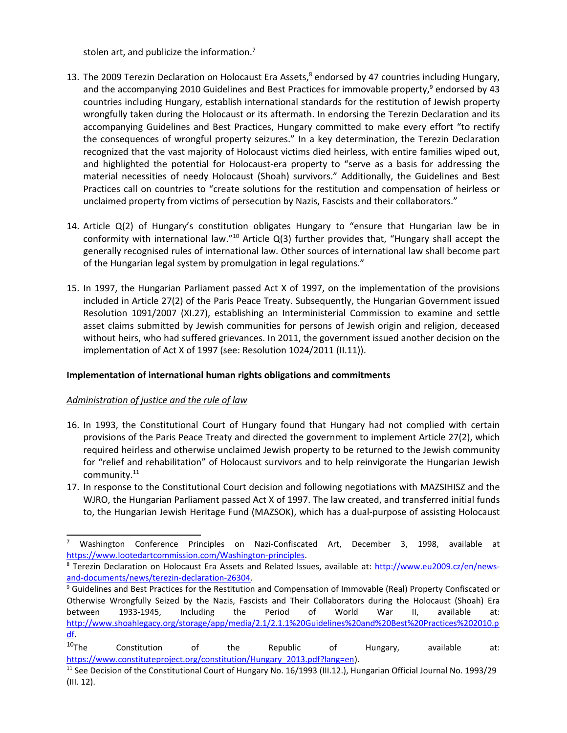stolen art, and publicize the information.[7]

13. The 2009 Terezin Declaration on Holocaust Era Assets,[8] endorsed by 47 countries including Hungary, and the accompanying 2010 Guidelines and Best Practices for immovable property,[9] endorsed by 43 countries including Hungary, establish international standards for the restitution of Jewish property wrongfully taken during the Holocaust or its aftermath. In endorsing the Terezin Declaration and its accompanying Guidelines and Best Practices, Hungary committed to make every effort "to rectify the consequences of wrongful property seizures." In a key determination, the Terezin Declaration recognized that the vast majority of Holocaust victims died heirless, with entire families wiped out, and highlighted the potential for Holocaust-era property to "serve as a basis for addressing the material necessities of needy Holocaust (Shoah) survivors." Additionally, the Guidelines and Best Practices call on countries to "create solutions for the restitution and compensation of heirless or unclaimed property from victims of persecution by Nazis, Fascists and their collaborators."

14. Article Q(2) of Hungary's constitution obligates Hungary to "ensure that Hungarian law be in conformity with international law."[10] Article Q(3) further provides that, "Hungary shall accept the generally recognised rules of international law. Other sources of international law shall become part of the Hungarian legal system by promulgation in legal regulations."

15. In 1997, the Hungarian Parliament passed Act X of 1997, on the implementation of the provisions included in Article 27(2) of the Paris Peace Treaty. Subsequently, the Hungarian Government issued Resolution 1091/2007 (XI.27), establishing an Interministerial Commission to examine and settle asset claims submitted by Jewish communities for persons of Jewish origin and religion, deceased without heirs, who had suffered grievances. In 2011, the government issued another decision on the implementation of Act X of 1997 (see: Resolution 1024/2011 (II.11)).

**Implementation of international human rights obligations and commitments**

*Administration of justice and the rule of law*

16. In 1993, the Constitutional Court of Hungary found that Hungary had not complied with certain provisions of the Paris Peace Treaty and directed the government to implement Article 27(2), which required heirless and otherwise unclaimed Jewish property to be returned to the Jewish community for "relief and rehabilitation" of Holocaust survivors and to help reinvigorate the Hungarian Jewish community.[11]

17. In response to the Constitutional Court decision and following negotiations with MAZSIHISZ and the WJRO, the Hungarian Parliament passed Act X of 1997. The law created, and transferred initial funds to, the Hungarian Jewish Heritage Fund (MAZSOK), which has a dual-purpose of assisting Holocaust

---

[7] Washington Conference Principles on Nazi-Confiscated Art, December 3, 1998, available at https://www.lootedartcommission.com/Washington-principles.

[8] Terezin Declaration on Holocaust Era Assets and Related Issues, available at: http://www.eu2009.cz/en/news-and-documents/news/terezin-declaration-26304.

[9] Guidelines and Best Practices for the Restitution and Compensation of Immovable (Real) Property Confiscated or Otherwise Wrongfully Seized by the Nazis, Fascists and Their Collaborators during the Holocaust (Shoah) Era between 1933-1945, Including the Period of World War II, available at: http://www.shoahlegacy.org/storage/app/media/2.1/2.1.1%20Guidelines%20and%20Best%20Practices%202010.pdf.

[10] The Constitution of the Republic of Hungary, available at: https://www.constituteproject.org/constitution/Hungary_2013.pdf?lang=en).

[11] See Decision of the Constitutional Court of Hungary No. 16/1993 (III.12.), Hungarian Official Journal No. 1993/29 (III. 12).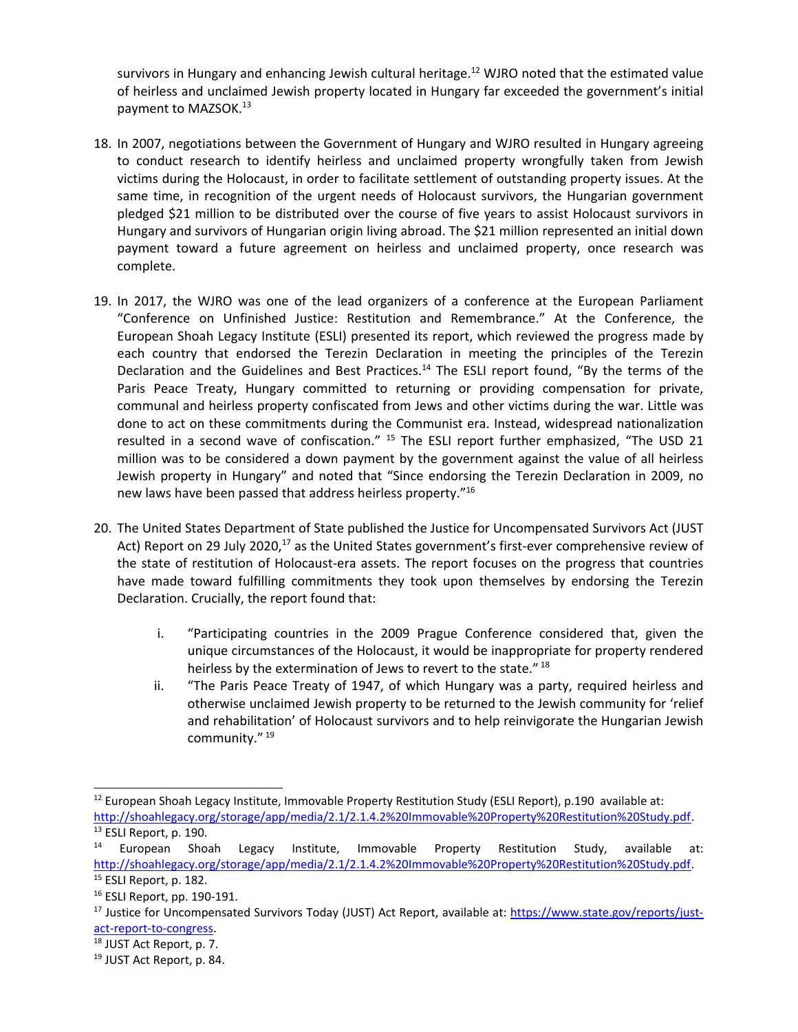survivors in Hungary and enhancing Jewish cultural heritage.[12] WJRO noted that the estimated value of heirless and unclaimed Jewish property located in Hungary far exceeded the government's initial payment to MAZSOK.[13]

18. In 2007, negotiations between the Government of Hungary and WJRO resulted in Hungary agreeing to conduct research to identify heirless and unclaimed property wrongfully taken from Jewish victims during the Holocaust, in order to facilitate settlement of outstanding property issues. At the same time, in recognition of the urgent needs of Holocaust survivors, the Hungarian government pledged $21 million to be distributed over the course of five years to assist Holocaust survivors in Hungary and survivors of Hungarian origin living abroad. The $21 million represented an initial down payment toward a future agreement on heirless and unclaimed property, once research was complete.

19. In 2017, the WJRO was one of the lead organizers of a conference at the European Parliament "Conference on Unfinished Justice: Restitution and Remembrance." At the Conference, the European Shoah Legacy Institute (ESLI) presented its report, which reviewed the progress made by each country that endorsed the Terezin Declaration in meeting the principles of the Terezin Declaration and the Guidelines and Best Practices.[14] The ESLI report found, "By the terms of the Paris Peace Treaty, Hungary committed to returning or providing compensation for private, communal and heirless property confiscated from Jews and other victims during the war. Little was done to act on these commitments during the Communist era. Instead, widespread nationalization resulted in a second wave of confiscation." [15] The ESLI report further emphasized, "The USD 21 million was to be considered a down payment by the government against the value of all heirless Jewish property in Hungary" and noted that "Since endorsing the Terezin Declaration in 2009, no new laws have been passed that address heirless property."[16]

20. The United States Department of State published the Justice for Uncompensated Survivors Act (JUST Act) Report on 29 July 2020,[17] as the United States government's first-ever comprehensive review of the state of restitution of Holocaust-era assets. The report focuses on the progress that countries have made toward fulfilling commitments they took upon themselves by endorsing the Terezin Declaration. Crucially, the report found that:

    i. "Participating countries in the 2009 Prague Conference considered that, given the unique circumstances of the Holocaust, it would be inappropriate for property rendered heirless by the extermination of Jews to revert to the state." [18]

    ii. "The Paris Peace Treaty of 1947, of which Hungary was a party, required heirless and otherwise unclaimed Jewish property to be returned to the Jewish community for 'relief and rehabilitation' of Holocaust survivors and to help reinvigorate the Hungarian Jewish community." [19]

---

[12] European Shoah Legacy Institute, Immovable Property Restitution Study (ESLI Report), p.190 available at: http://shoahlegacy.org/storage/app/media/2.1/2.1.4.2%20Immovable%20Property%20Restitution%20Study.pdf.

[13] ESLI Report, p. 190.

[14] European Shoah Legacy Institute, Immovable Property Restitution Study, available at: http://shoahlegacy.org/storage/app/media/2.1/2.1.4.2%20Immovable%20Property%20Restitution%20Study.pdf.

[15] ESLI Report, p. 182.

[16] ESLI Report, pp. 190-191.

[17] Justice for Uncompensated Survivors Today (JUST) Act Report, available at: https://www.state.gov/reports/just-act-report-to-congress.

[18] JUST Act Report, p. 7.

[19] JUST Act Report, p. 84.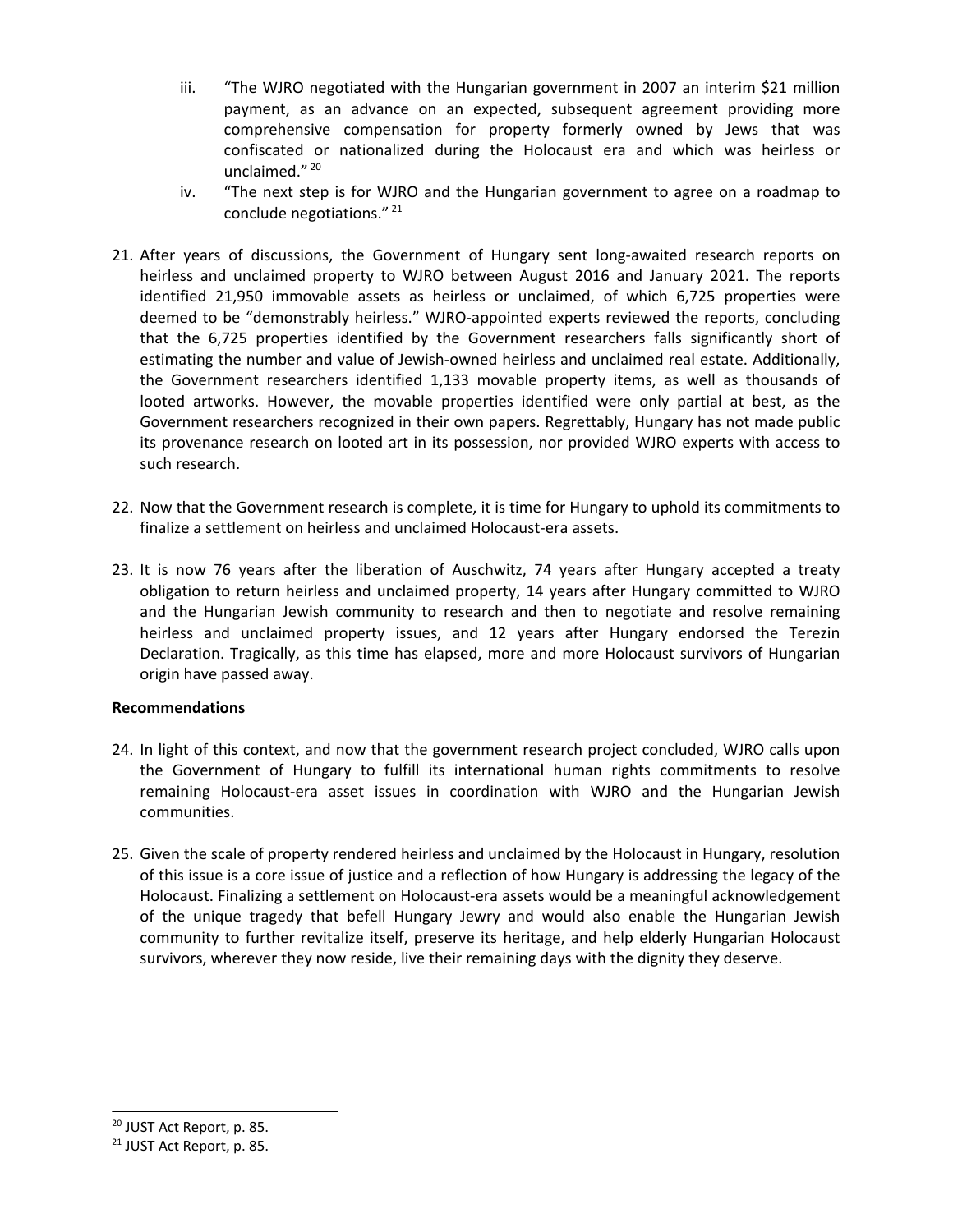iii. "The WJRO negotiated with the Hungarian government in 2007 an interim $21 million payment, as an advance on an expected, subsequent agreement providing more comprehensive compensation for property formerly owned by Jews that was confiscated or nationalized during the Holocaust era and which was heirless or unclaimed." [20]

iv. "The next step is for WJRO and the Hungarian government to agree on a roadmap to conclude negotiations." [21]

21. After years of discussions, the Government of Hungary sent long-awaited research reports on heirless and unclaimed property to WJRO between August 2016 and January 2021. The reports identified 21,950 immovable assets as heirless or unclaimed, of which 6,725 properties were deemed to be "demonstrably heirless." WJRO-appointed experts reviewed the reports, concluding that the 6,725 properties identified by the Government researchers falls significantly short of estimating the number and value of Jewish-owned heirless and unclaimed real estate. Additionally, the Government researchers identified 1,133 movable property items, as well as thousands of looted artworks. However, the movable properties identified were only partial at best, as the Government researchers recognized in their own papers. Regrettably, Hungary has not made public its provenance research on looted art in its possession, nor provided WJRO experts with access to such research.

22. Now that the Government research is complete, it is time for Hungary to uphold its commitments to finalize a settlement on heirless and unclaimed Holocaust-era assets.

23. It is now 76 years after the liberation of Auschwitz, 74 years after Hungary accepted a treaty obligation to return heirless and unclaimed property, 14 years after Hungary committed to WJRO and the Hungarian Jewish community to research and then to negotiate and resolve remaining heirless and unclaimed property issues, and 12 years after Hungary endorsed the Terezin Declaration. Tragically, as this time has elapsed, more and more Holocaust survivors of Hungarian origin have passed away.

**Recommendations**

24. In light of this context, and now that the government research project concluded, WJRO calls upon the Government of Hungary to fulfill its international human rights commitments to resolve remaining Holocaust-era asset issues in coordination with WJRO and the Hungarian Jewish communities.

25. Given the scale of property rendered heirless and unclaimed by the Holocaust in Hungary, resolution of this issue is a core issue of justice and a reflection of how Hungary is addressing the legacy of the Holocaust. Finalizing a settlement on Holocaust-era assets would be a meaningful acknowledgement of the unique tragedy that befell Hungary Jewry and would also enable the Hungarian Jewish community to further revitalize itself, preserve its heritage, and help elderly Hungarian Holocaust survivors, wherever they now reside, live their remaining days with the dignity they deserve.

---

[20] JUST Act Report, p. 85.

[21] JUST Act Report, p. 85.